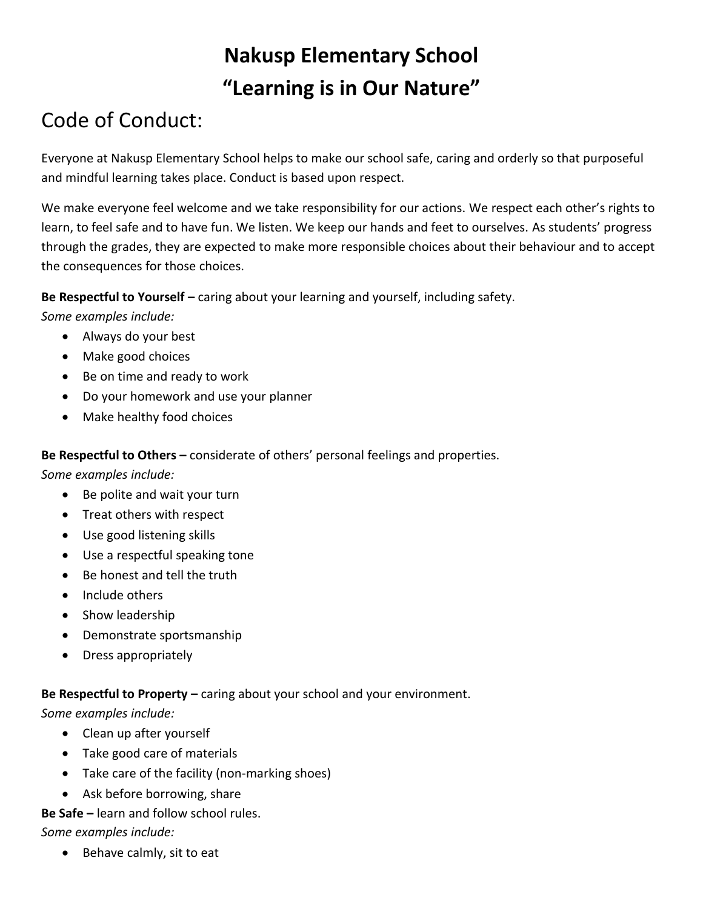# Nakusp Elementary School

# "Learning is in Our Nature"

## Code of Conduct:

Everyone at Nakusp Elementary School helps to make our school safe, caring and orderly so that purposeful and mindful learning takes place. Conduct is based upon respect.

We make everyone feel welcome and we take responsibility for our actions. We respect each other's rights to learn, to feel safe and to have fun. We listen. We keep our hands and feet to ourselves. As students' progress through the grades, they are expected to make more responsible choices about their behaviour and to accept the consequences for those choices.

**Be Respectful to Yourself –** caring about your learning and yourself, including safety.
*Some examples include:*

- Always do your best
- Make good choices
- Be on time and ready to work
- Do your homework and use your planner
- Make healthy food choices

**Be Respectful to Others –** considerate of others' personal feelings and properties.
*Some examples include:*

- Be polite and wait your turn
- Treat others with respect
- Use good listening skills
- Use a respectful speaking tone
- Be honest and tell the truth
- Include others
- Show leadership
- Demonstrate sportsmanship
- Dress appropriately

**Be Respectful to Property –** caring about your school and your environment.
*Some examples include:*

- Clean up after yourself
- Take good care of materials
- Take care of the facility (non-marking shoes)
- Ask before borrowing, share

**Be Safe –** learn and follow school rules.
*Some examples include:*

- Behave calmly, sit to eat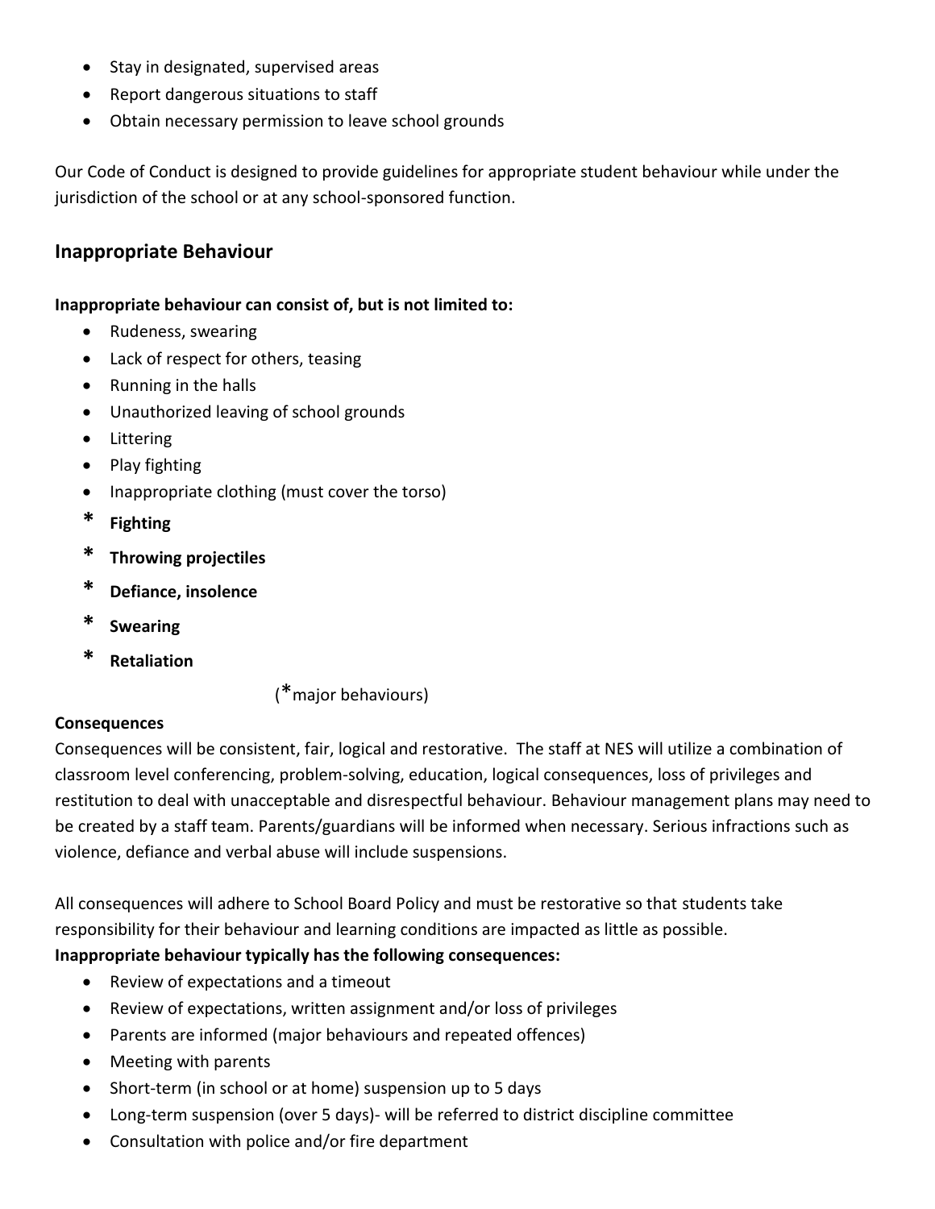- Stay in designated, supervised areas
- Report dangerous situations to staff
- Obtain necessary permission to leave school grounds

Our Code of Conduct is designed to provide guidelines for appropriate student behaviour while under the jurisdiction of the school or at any school-sponsored function.

## Inappropriate Behaviour

**Inappropriate behaviour can consist of, but is not limited to:**

- Rudeness, swearing
- Lack of respect for others, teasing
- Running in the halls
- Unauthorized leaving of school grounds
- Littering
- Play fighting
- Inappropriate clothing (must cover the torso)

\* **Fighting**
\* **Throwing projectiles**
\* **Defiance, insolence**
\* **Swearing**
\* **Retaliation**

(*major behaviours)

**Consequences**

Consequences will be consistent, fair, logical and restorative. The staff at NES will utilize a combination of classroom level conferencing, problem-solving, education, logical consequences, loss of privileges and restitution to deal with unacceptable and disrespectful behaviour. Behaviour management plans may need to be created by a staff team. Parents/guardians will be informed when necessary. Serious infractions such as violence, defiance and verbal abuse will include suspensions.

All consequences will adhere to School Board Policy and must be restorative so that students take responsibility for their behaviour and learning conditions are impacted as little as possible.

**Inappropriate behaviour typically has the following consequences:**

- Review of expectations and a timeout
- Review of expectations, written assignment and/or loss of privileges
- Parents are informed (major behaviours and repeated offences)
- Meeting with parents
- Short-term (in school or at home) suspension up to 5 days
- Long-term suspension (over 5 days)- will be referred to district discipline committee
- Consultation with police and/or fire department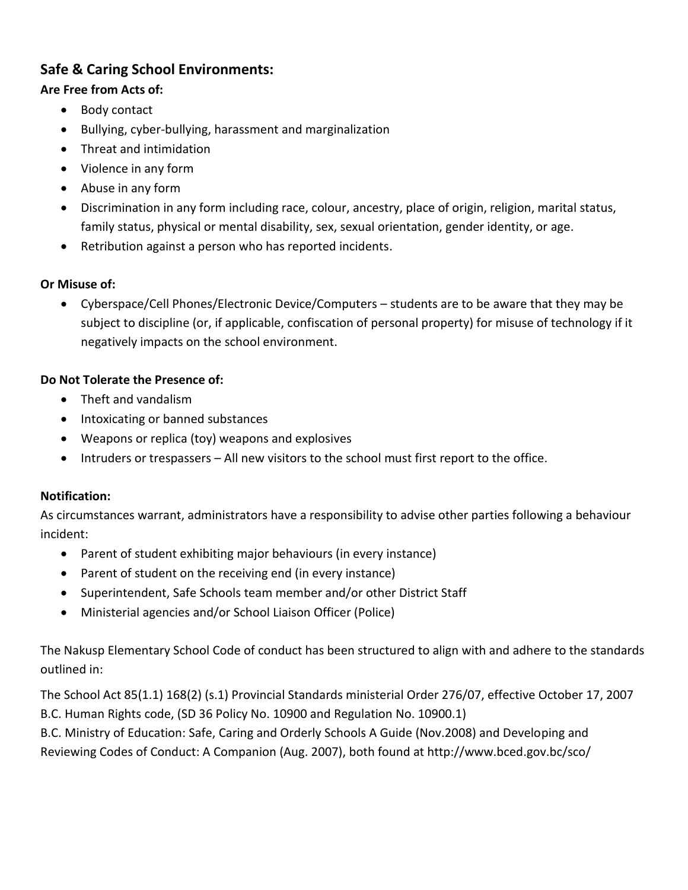## Safe & Caring School Environments:

**Are Free from Acts of:**

- Body contact
- Bullying, cyber-bullying, harassment and marginalization
- Threat and intimidation
- Violence in any form
- Abuse in any form
- Discrimination in any form including race, colour, ancestry, place of origin, religion, marital status, family status, physical or mental disability, sex, sexual orientation, gender identity, or age.
- Retribution against a person who has reported incidents.

**Or Misuse of:**

- Cyberspace/Cell Phones/Electronic Device/Computers – students are to be aware that they may be subject to discipline (or, if applicable, confiscation of personal property) for misuse of technology if it negatively impacts on the school environment.

**Do Not Tolerate the Presence of:**

- Theft and vandalism
- Intoxicating or banned substances
- Weapons or replica (toy) weapons and explosives
- Intruders or trespassers – All new visitors to the school must first report to the office.

**Notification:**

As circumstances warrant, administrators have a responsibility to advise other parties following a behaviour incident:

- Parent of student exhibiting major behaviours (in every instance)
- Parent of student on the receiving end (in every instance)
- Superintendent, Safe Schools team member and/or other District Staff
- Ministerial agencies and/or School Liaison Officer (Police)

The Nakusp Elementary School Code of conduct has been structured to align with and adhere to the standards outlined in:

The School Act 85(1.1) 168(2) (s.1) Provincial Standards ministerial Order 276/07, effective October 17, 2007
B.C. Human Rights code, (SD 36 Policy No. 10900 and Regulation No. 10900.1)
B.C. Ministry of Education: Safe, Caring and Orderly Schools A Guide (Nov.2008) and Developing and Reviewing Codes of Conduct: A Companion (Aug. 2007), both found at http://www.bced.gov.bc/sco/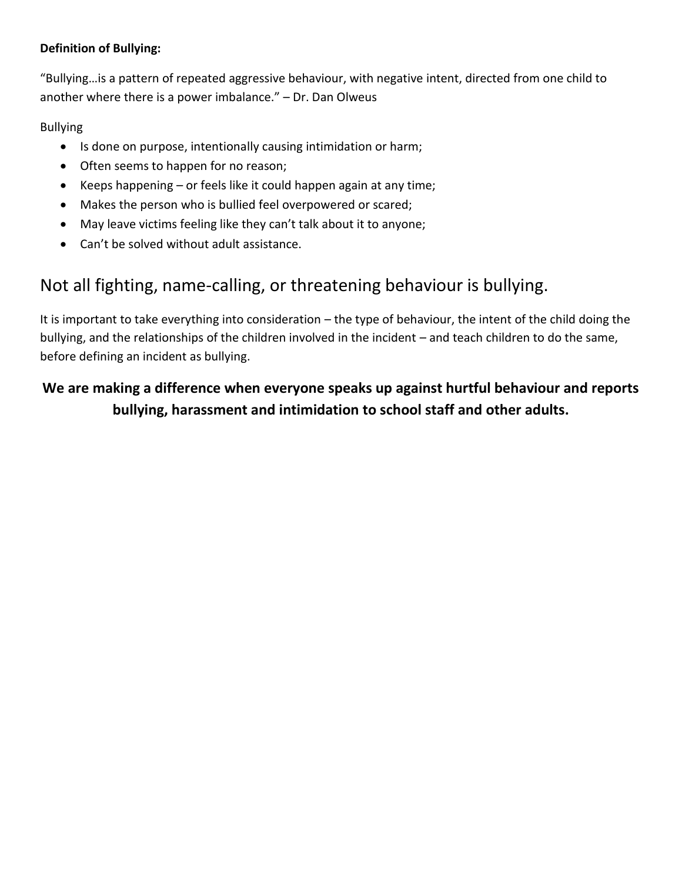**Definition of Bullying:**

"Bullying…is a pattern of repeated aggressive behaviour, with negative intent, directed from one child to another where there is a power imbalance." – Dr. Dan Olweus

Bullying

- Is done on purpose, intentionally causing intimidation or harm;
- Often seems to happen for no reason;
- Keeps happening – or feels like it could happen again at any time;
- Makes the person who is bullied feel overpowered or scared;
- May leave victims feeling like they can't talk about it to anyone;
- Can't be solved without adult assistance.

## Not all fighting, name-calling, or threatening behaviour is bullying.

It is important to take everything into consideration – the type of behaviour, the intent of the child doing the bullying, and the relationships of the children involved in the incident – and teach children to do the same, before defining an incident as bullying.

**We are making a difference when everyone speaks up against hurtful behaviour and reports bullying, harassment and intimidation to school staff and other adults.**